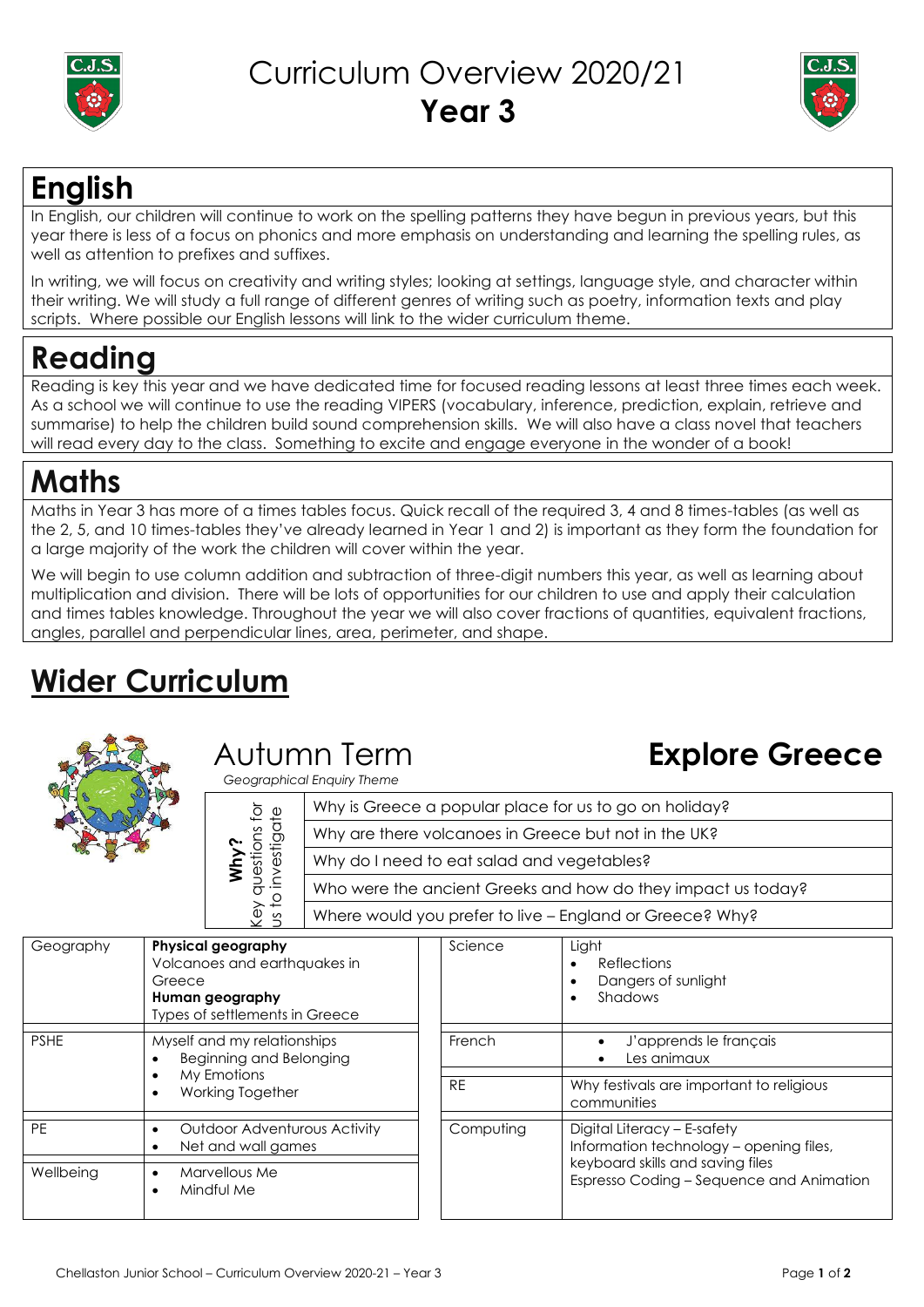# Curriculum Overview 2020/21
## Year 3

## English

In English, our children will continue to work on the spelling patterns they have begun in previous years, but this year there is less of a focus on phonics and more emphasis on understanding and learning the spelling rules, as well as attention to prefixes and suffixes.

In writing, we will focus on creativity and writing styles; looking at settings, language style, and character within their writing. We will study a full range of different genres of writing such as poetry, information texts and play scripts. Where possible our English lessons will link to the wider curriculum theme.

## Reading

Reading is key this year and we have dedicated time for focused reading lessons at least three times each week. As a school we will continue to use the reading VIPERS (vocabulary, inference, prediction, explain, retrieve and summarise) to help the children build sound comprehension skills. We will also have a class novel that teachers will read every day to the class. Something to excite and engage everyone in the wonder of a book!

## Maths

Maths in Year 3 has more of a times tables focus. Quick recall of the required 3, 4 and 8 times-tables (as well as the 2, 5, and 10 times-tables they've already learned in Year 1 and 2) is important as they form the foundation for a large majority of the work the children will cover within the year.

We will begin to use column addition and subtraction of three-digit numbers this year, as well as learning about multiplication and division. There will be lots of opportunities for our children to use and apply their calculation and times tables knowledge. Throughout the year we will also cover fractions of quantities, equivalent fractions, angles, parallel and perpendicular lines, area, perimeter, and shape.

## Wider Curriculum

### Autumn Term — Explore Greece

*Geographical Enquiry Theme*

| **Why?** Key questions for us to investigate |
|---|
| Why is Greece a popular place for us to go on holiday? |
| Why are there volcanoes in Greece but not in the UK? |
| Why do I need to eat salad and vegetables? |
| Who were the ancient Greeks and how do they impact us today? |
| Where would you prefer to live – England or Greece? Why? |

| Subject | Content |
|---|---|
| Geography | **Physical geography** Volcanoes and earthquakes in Greece **Human geography** Types of settlements in Greece |
| PSHE | Myself and my relationships<br>• Beginning and Belonging<br>• My Emotions<br>• Working Together |
| PE | • Outdoor Adventurous Activity<br>• Net and wall games |
| Wellbeing | • Marvellous Me<br>• Mindful Me |
| Science | Light<br>• Reflections<br>• Dangers of sunlight<br>• Shadows |
| French | • J'apprends le français<br>• Les animaux |
| RE | Why festivals are important to religious communities |
| Computing | Digital Literacy – E-safety<br>Information technology – opening files, keyboard skills and saving files<br>Espresso Coding – Sequence and Animation |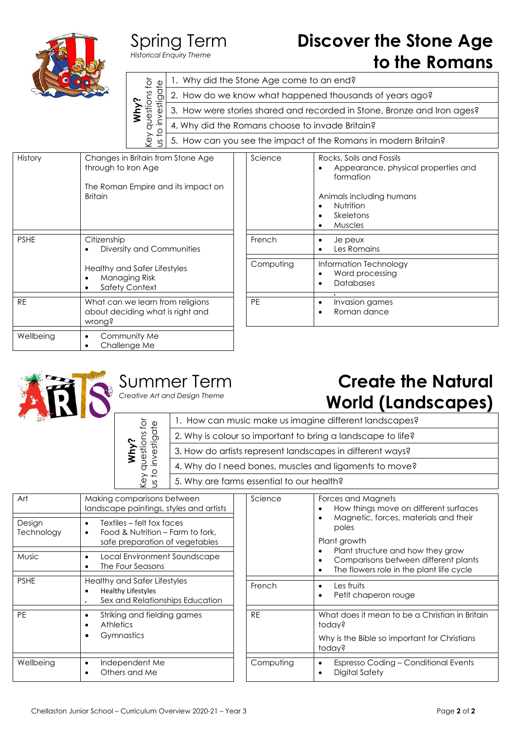# Spring Term

*Historical Enquiry Theme*

# Discover the Stone Age to the Romans

| Why? Key questions for us to investigate | |
|---|---|
| | 1. Why did the Stone Age come to an end? |
| | 2. How do we know what happened thousands of years ago? |
| | 3. How were stories shared and recorded in Stone, Bronze and Iron ages? |
| | 4. Why did the Romans choose to invade Britain? |
| | 5. How can you see the impact of the Romans in modern Britain? |

| | |
|---|---|
| History | Changes in Britain from Stone Age through to Iron Age<br><br>The Roman Empire and its impact on Britain |
| PSHE | Citizenship<br>• Diversity and Communities<br><br>Healthy and Safer Lifestyles<br>• Managing Risk<br>• Safety Context |
| RE | What can we learn from religions about deciding what is right and wrong? |
| Wellbeing | • Community Me<br>• Challenge Me |

| | |
|---|---|
| Science | Rocks, Soils and Fossils<br>• Appearance, physical properties and formation<br><br>Animals including humans<br>• Nutrition<br>• Skeletons<br>• Muscles |
| French | • Je peux<br>• Les Romains |
| Computing | Information Technology<br>• Word processing<br>• Databases |
| PE | • Invasion games<br>• Roman dance |

# Summer Term

*Creative Art and Design Theme*

# Create the Natural World (Landscapes)

| Why? Key questions for us to investigate | |
|---|---|
| | 1. How can music make us imagine different landscapes? |
| | 2. Why is colour so important to bring a landscape to life? |
| | 3. How do artists represent landscapes in different ways? |
| | 4. Why do I need bones, muscles and ligaments to move? |
| | 5. Why are farms essential to our health? |

| | |
|---|---|
| Art | Making comparisons between landscape paintings, styles and artists |
| Design Technology | • Textiles – felt fox faces<br>• Food & Nutrition – Farm to fork, safe preparation of vegetables |
| Music | • Local Environment Soundscape<br>• The Four Seasons |
| PSHE | Healthy and Safer Lifestyles<br>• **Healthy Lifestyles**<br>• Sex and Relationships Education |
| PE | • Striking and fielding games<br>• Athletics<br>• Gymnastics |
| Wellbeing | • Independent Me<br>• Others and Me |

| | |
|---|---|
| Science | Forces and Magnets<br>• How things move on different surfaces<br>• Magnetic, forces, materials and their poles<br><br>Plant growth<br>• Plant structure and how they grow<br>• Comparisons between different plants<br>• The flowers role in the plant life cycle |
| French | • Les fruits<br>• Petit chaperon rouge |
| RE | What does it mean to be a Christian in Britain today?<br><br>Why is the Bible so important for Christians today? |
| Computing | • Espresso Coding – Conditional Events<br>• Digital Safety |

Chellaston Junior School – Curriculum Overview 2020-21 – Year 3